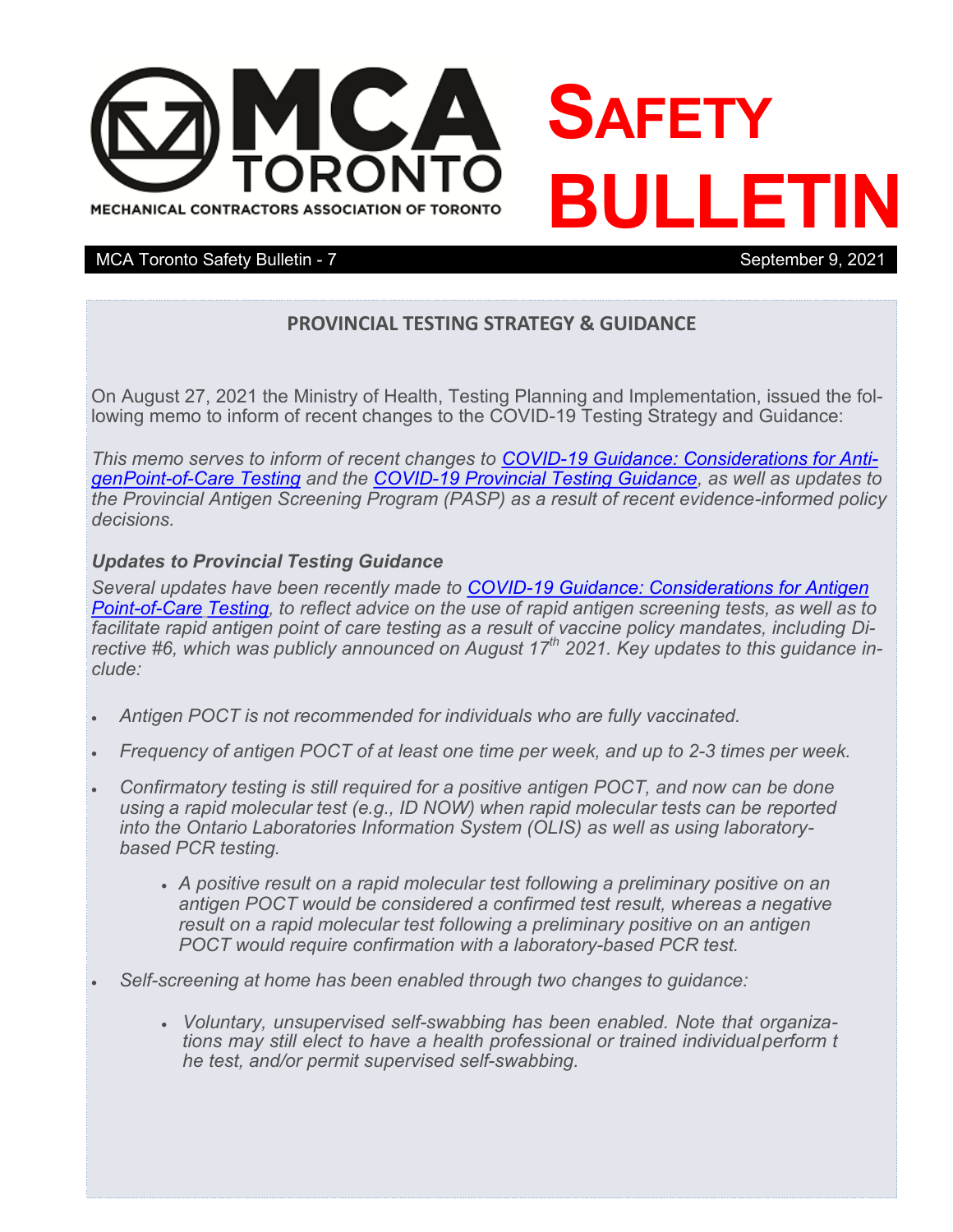# MCA TORONTO — MECHANICAL CONTRACTORS ASSOCIATION OF TORONTO

# SAFETY BULLETIN

MCA Toronto Safety Bulletin - 7 September 9, 2021

## PROVINCIAL TESTING STRATEGY & GUIDANCE

On August 27, 2021 the Ministry of Health, Testing Planning and Implementation, issued the following memo to inform of recent changes to the COVID-19 Testing Strategy and Guidance:

*This memo serves to inform of recent changes to [COVID-19 Guidance: Considerations for AntigenPoint-of-Care Testing]() and the [COVID-19 Provincial Testing Guidance](), as well as updates to the Provincial Antigen Screening Program (PASP) as a result of recent evidence-informed policy decisions.*

### *Updates to Provincial Testing Guidance*

*Several updates have been recently made to [COVID-19 Guidance: Considerations for Antigen Point-of-Care Testing](), to reflect advice on the use of rapid antigen screening tests, as well as to facilitate rapid antigen point of care testing as a result of vaccine policy mandates, including Directive #6, which was publicly announced on August 17th 2021. Key updates to this guidance include:*

- *Antigen POCT is not recommended for individuals who are fully vaccinated.*
- *Frequency of antigen POCT of at least one time per week, and up to 2-3 times per week.*
- *Confirmatory testing is still required for a positive antigen POCT, and now can be done using a rapid molecular test (e.g., ID NOW) when rapid molecular tests can be reported into the Ontario Laboratories Information System (OLIS) as well as using laboratory-based PCR testing.*
  - *A positive result on a rapid molecular test following a preliminary positive on an antigen POCT would be considered a confirmed test result, whereas a negative result on a rapid molecular test following a preliminary positive on an antigen POCT would require confirmation with a laboratory-based PCR test.*
- *Self-screening at home has been enabled through two changes to guidance:*
  - *Voluntary, unsupervised self-swabbing has been enabled. Note that organizations may still elect to have a health professional or trained individual perform the test, and/or permit supervised self-swabbing.*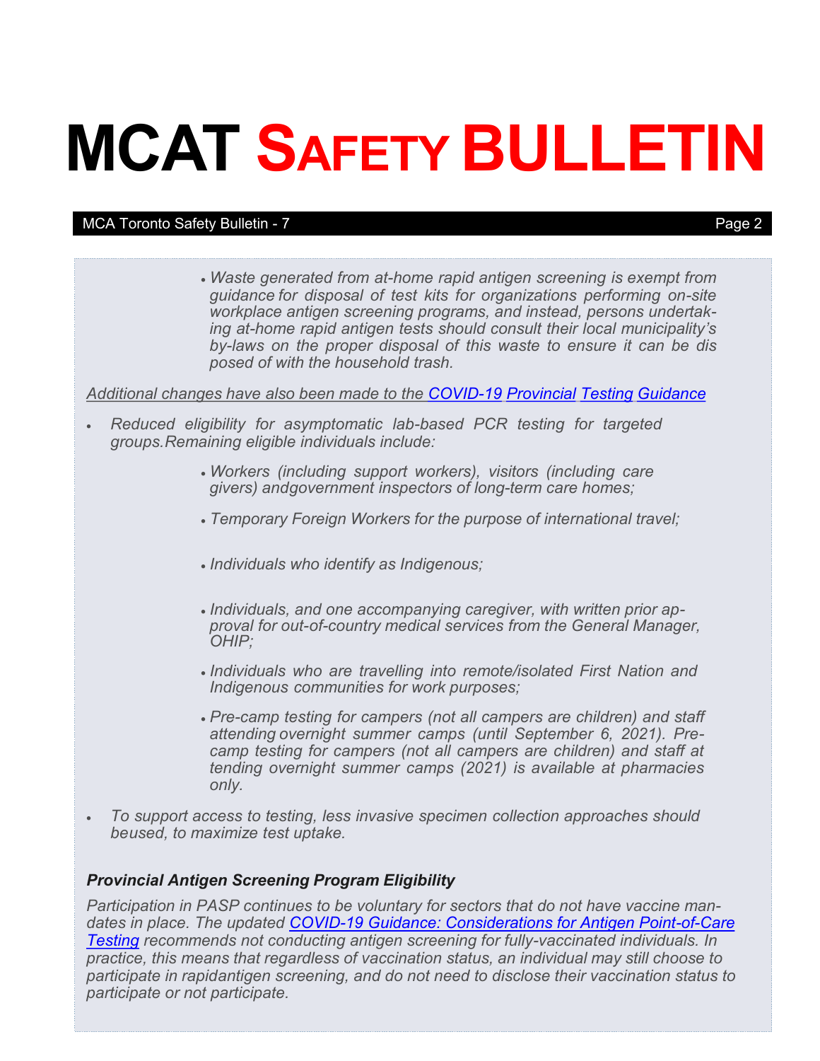- *Waste generated from at-home rapid antigen screening is exempt from guidance for disposal of test kits for organizations performing on-site workplace antigen screening programs, and instead, persons undertaking at-home rapid antigen tests should consult their local municipality's by-laws on the proper disposal of this waste to ensure it can be dis posed of with the household trash.*

*Additional changes have also been made to the COVID-19 Provincial Testing Guidance*

- *Reduced eligibility for asymptomatic lab-based PCR testing for targeted groups.Remaining eligible individuals include:*
  - *Workers (including support workers), visitors (including care givers) andgovernment inspectors of long-term care homes;*
  - *Temporary Foreign Workers for the purpose of international travel;*
  - *Individuals who identify as Indigenous;*
  - *Individuals, and one accompanying caregiver, with written prior approval for out-of-country medical services from the General Manager, OHIP;*
  - *Individuals who are travelling into remote/isolated First Nation and Indigenous communities for work purposes;*
  - *Pre-camp testing for campers (not all campers are children) and staff attending overnight summer camps (until September 6, 2021). Pre-camp testing for campers (not all campers are children) and staff at tending overnight summer camps (2021) is available at pharmacies only.*
- *To support access to testing, less invasive specimen collection approaches should beused, to maximize test uptake.*

### *Provincial Antigen Screening Program Eligibility*

*Participation in PASP continues to be voluntary for sectors that do not have vaccine mandates in place. The updated COVID-19 Guidance: Considerations for Antigen Point-of-Care Testing recommends not conducting antigen screening for fully-vaccinated individuals. In practice, this means that regardless of vaccination status, an individual may still choose to participate in rapidantigen screening, and do not need to disclose their vaccination status to participate or not participate.*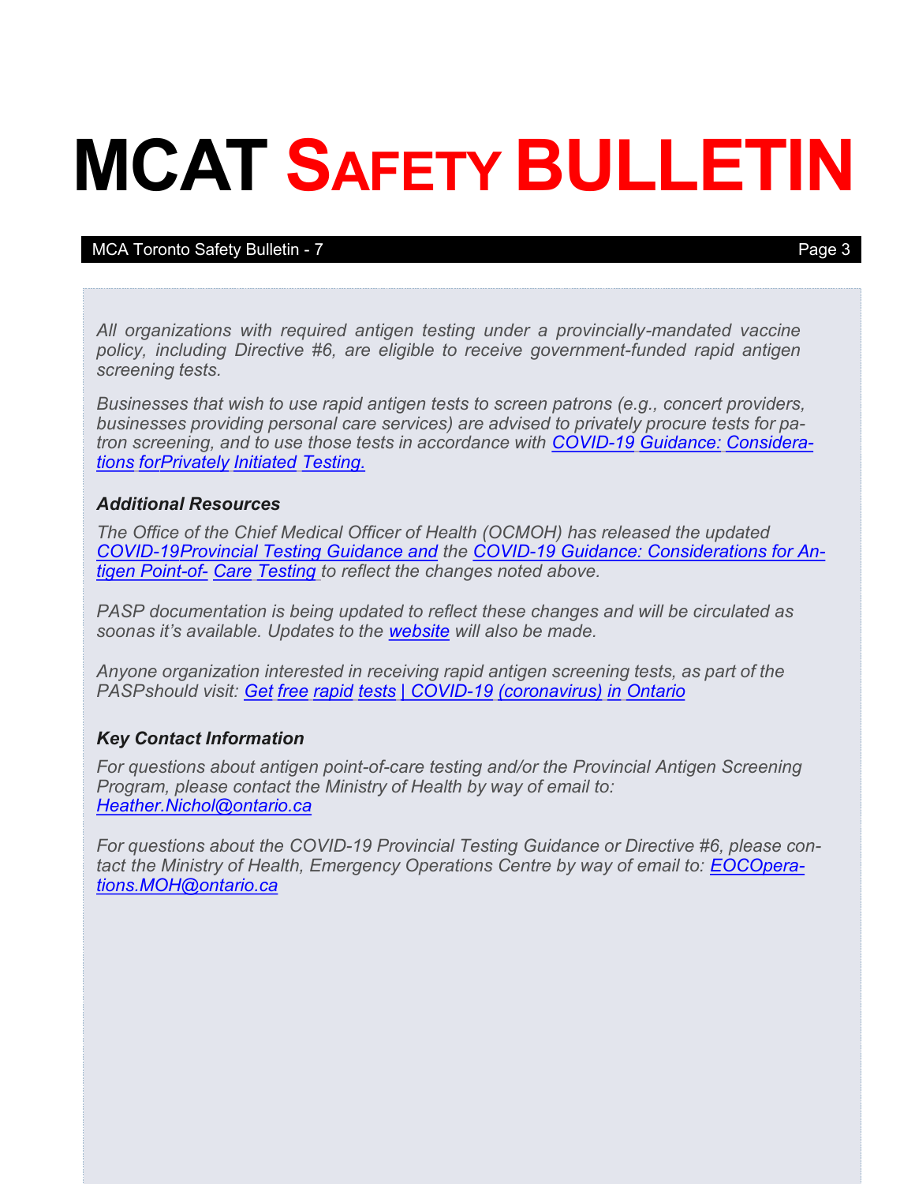*All organizations with required antigen testing under a provincially-mandated vaccine policy, including Directive #6, are eligible to receive government-funded rapid antigen screening tests.*

*Businesses that wish to use rapid antigen tests to screen patrons (e.g., concert providers, businesses providing personal care services) are advised to privately procure tests for patron screening, and to use those tests in accordance with COVID-19 Guidance: Considerations forPrivately Initiated Testing.*

***Additional Resources***

*The Office of the Chief Medical Officer of Health (OCMOH) has released the updated COVID-19Provincial Testing Guidance and the COVID-19 Guidance: Considerations for Antigen Point-of- Care Testing to reflect the changes noted above.*

*PASP documentation is being updated to reflect these changes and will be circulated as soonas it's available. Updates to the website will also be made.*

*Anyone organization interested in receiving rapid antigen screening tests, as part of the PASPshould visit: Get free rapid tests | COVID-19 (coronavirus) in Ontario*

***Key Contact Information***

*For questions about antigen point-of-care testing and/or the Provincial Antigen Screening Program, please contact the Ministry of Health by way of email to: Heather.Nichol@ontario.ca*

*For questions about the COVID-19 Provincial Testing Guidance or Directive #6, please contact the Ministry of Health, Emergency Operations Centre by way of email to: EOCOperations.MOH@ontario.ca*